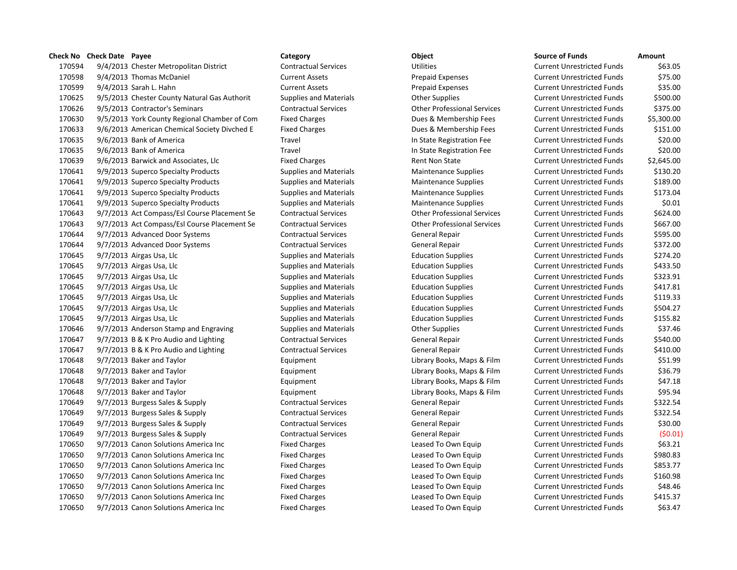| Check No | Check Date | Payee | Category | Object | Source of Funds | Amount |
|---|---|---|---|---|---|---|
| 170594 | 9/4/2013 | Chester Metropolitan District | Contractual Services | Utilities | Current Unrestricted Funds | $63.05 |
| 170598 | 9/4/2013 | Thomas McDaniel | Current Assets | Prepaid Expenses | Current Unrestricted Funds | $75.00 |
| 170599 | 9/4/2013 | Sarah L. Hahn | Current Assets | Prepaid Expenses | Current Unrestricted Funds | $35.00 |
| 170625 | 9/5/2013 | Chester County Natural Gas Authorit | Supplies and Materials | Other Supplies | Current Unrestricted Funds | $500.00 |
| 170626 | 9/5/2013 | Contractor's Seminars | Contractual Services | Other Professional Services | Current Unrestricted Funds | $375.00 |
| 170630 | 9/5/2013 | York County Regional Chamber of Com | Fixed Charges | Dues & Membership Fees | Current Unrestricted Funds | $5,300.00 |
| 170633 | 9/6/2013 | American Chemical Society Divched E | Fixed Charges | Dues & Membership Fees | Current Unrestricted Funds | $151.00 |
| 170635 | 9/6/2013 | Bank of America | Travel | In State Registration Fee | Current Unrestricted Funds | $20.00 |
| 170635 | 9/6/2013 | Bank of America | Travel | In State Registration Fee | Current Unrestricted Funds | $20.00 |
| 170639 | 9/6/2013 | Barwick and Associates, Llc | Fixed Charges | Rent Non State | Current Unrestricted Funds | $2,645.00 |
| 170641 | 9/9/2013 | Superco Specialty Products | Supplies and Materials | Maintenance Supplies | Current Unrestricted Funds | $130.20 |
| 170641 | 9/9/2013 | Superco Specialty Products | Supplies and Materials | Maintenance Supplies | Current Unrestricted Funds | $189.00 |
| 170641 | 9/9/2013 | Superco Specialty Products | Supplies and Materials | Maintenance Supplies | Current Unrestricted Funds | $173.04 |
| 170641 | 9/9/2013 | Superco Specialty Products | Supplies and Materials | Maintenance Supplies | Current Unrestricted Funds | $0.01 |
| 170643 | 9/7/2013 | Act Compass/Esl Course Placement Se | Contractual Services | Other Professional Services | Current Unrestricted Funds | $624.00 |
| 170643 | 9/7/2013 | Act Compass/Esl Course Placement Se | Contractual Services | Other Professional Services | Current Unrestricted Funds | $667.00 |
| 170644 | 9/7/2013 | Advanced Door Systems | Contractual Services | General Repair | Current Unrestricted Funds | $595.00 |
| 170644 | 9/7/2013 | Advanced Door Systems | Contractual Services | General Repair | Current Unrestricted Funds | $372.00 |
| 170645 | 9/7/2013 | Airgas Usa, Llc | Supplies and Materials | Education Supplies | Current Unrestricted Funds | $274.20 |
| 170645 | 9/7/2013 | Airgas Usa, Llc | Supplies and Materials | Education Supplies | Current Unrestricted Funds | $433.50 |
| 170645 | 9/7/2013 | Airgas Usa, Llc | Supplies and Materials | Education Supplies | Current Unrestricted Funds | $323.91 |
| 170645 | 9/7/2013 | Airgas Usa, Llc | Supplies and Materials | Education Supplies | Current Unrestricted Funds | $417.81 |
| 170645 | 9/7/2013 | Airgas Usa, Llc | Supplies and Materials | Education Supplies | Current Unrestricted Funds | $119.33 |
| 170645 | 9/7/2013 | Airgas Usa, Llc | Supplies and Materials | Education Supplies | Current Unrestricted Funds | $504.27 |
| 170645 | 9/7/2013 | Airgas Usa, Llc | Supplies and Materials | Education Supplies | Current Unrestricted Funds | $155.82 |
| 170646 | 9/7/2013 | Anderson Stamp and Engraving | Supplies and Materials | Other Supplies | Current Unrestricted Funds | $37.46 |
| 170647 | 9/7/2013 | B & K Pro Audio and Lighting | Contractual Services | General Repair | Current Unrestricted Funds | $540.00 |
| 170647 | 9/7/2013 | B & K Pro Audio and Lighting | Contractual Services | General Repair | Current Unrestricted Funds | $410.00 |
| 170648 | 9/7/2013 | Baker and Taylor | Equipment | Library Books, Maps & Film | Current Unrestricted Funds | $51.99 |
| 170648 | 9/7/2013 | Baker and Taylor | Equipment | Library Books, Maps & Film | Current Unrestricted Funds | $36.79 |
| 170648 | 9/7/2013 | Baker and Taylor | Equipment | Library Books, Maps & Film | Current Unrestricted Funds | $47.18 |
| 170648 | 9/7/2013 | Baker and Taylor | Equipment | Library Books, Maps & Film | Current Unrestricted Funds | $95.94 |
| 170649 | 9/7/2013 | Burgess Sales & Supply | Contractual Services | General Repair | Current Unrestricted Funds | $322.54 |
| 170649 | 9/7/2013 | Burgess Sales & Supply | Contractual Services | General Repair | Current Unrestricted Funds | $322.54 |
| 170649 | 9/7/2013 | Burgess Sales & Supply | Contractual Services | General Repair | Current Unrestricted Funds | $30.00 |
| 170649 | 9/7/2013 | Burgess Sales & Supply | Contractual Services | General Repair | Current Unrestricted Funds | ($0.01) |
| 170650 | 9/7/2013 | Canon Solutions America Inc | Fixed Charges | Leased To Own Equip | Current Unrestricted Funds | $63.21 |
| 170650 | 9/7/2013 | Canon Solutions America Inc | Fixed Charges | Leased To Own Equip | Current Unrestricted Funds | $980.83 |
| 170650 | 9/7/2013 | Canon Solutions America Inc | Fixed Charges | Leased To Own Equip | Current Unrestricted Funds | $853.77 |
| 170650 | 9/7/2013 | Canon Solutions America Inc | Fixed Charges | Leased To Own Equip | Current Unrestricted Funds | $160.98 |
| 170650 | 9/7/2013 | Canon Solutions America Inc | Fixed Charges | Leased To Own Equip | Current Unrestricted Funds | $48.46 |
| 170650 | 9/7/2013 | Canon Solutions America Inc | Fixed Charges | Leased To Own Equip | Current Unrestricted Funds | $415.37 |
| 170650 | 9/7/2013 | Canon Solutions America Inc | Fixed Charges | Leased To Own Equip | Current Unrestricted Funds | $63.47 |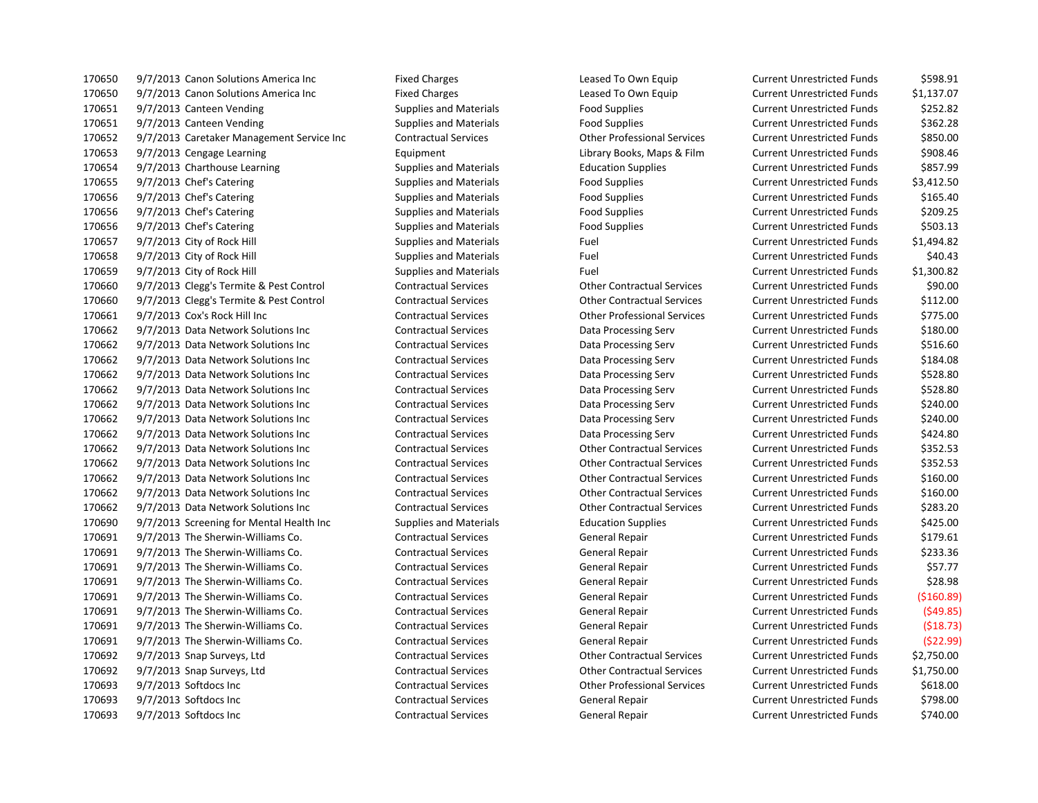| | | | | | | |
|---|---|---|---|---|---|---|
| 170650 | 9/7/2013 | Canon Solutions America Inc | Fixed Charges | Leased To Own Equip | Current Unrestricted Funds | $598.91 |
| 170650 | 9/7/2013 | Canon Solutions America Inc | Fixed Charges | Leased To Own Equip | Current Unrestricted Funds | $1,137.07 |
| 170651 | 9/7/2013 | Canteen Vending | Supplies and Materials | Food Supplies | Current Unrestricted Funds | $252.82 |
| 170651 | 9/7/2013 | Canteen Vending | Supplies and Materials | Food Supplies | Current Unrestricted Funds | $362.28 |
| 170652 | 9/7/2013 | Caretaker Management Service Inc | Contractual Services | Other Professional Services | Current Unrestricted Funds | $850.00 |
| 170653 | 9/7/2013 | Cengage Learning | Equipment | Library Books, Maps & Film | Current Unrestricted Funds | $908.46 |
| 170654 | 9/7/2013 | Charthouse Learning | Supplies and Materials | Education Supplies | Current Unrestricted Funds | $857.99 |
| 170655 | 9/7/2013 | Chef's Catering | Supplies and Materials | Food Supplies | Current Unrestricted Funds | $3,412.50 |
| 170656 | 9/7/2013 | Chef's Catering | Supplies and Materials | Food Supplies | Current Unrestricted Funds | $165.40 |
| 170656 | 9/7/2013 | Chef's Catering | Supplies and Materials | Food Supplies | Current Unrestricted Funds | $209.25 |
| 170656 | 9/7/2013 | Chef's Catering | Supplies and Materials | Food Supplies | Current Unrestricted Funds | $503.13 |
| 170657 | 9/7/2013 | City of Rock Hill | Supplies and Materials | Fuel | Current Unrestricted Funds | $1,494.82 |
| 170658 | 9/7/2013 | City of Rock Hill | Supplies and Materials | Fuel | Current Unrestricted Funds | $40.43 |
| 170659 | 9/7/2013 | City of Rock Hill | Supplies and Materials | Fuel | Current Unrestricted Funds | $1,300.82 |
| 170660 | 9/7/2013 | Clegg's Termite & Pest Control | Contractual Services | Other Contractual Services | Current Unrestricted Funds | $90.00 |
| 170660 | 9/7/2013 | Clegg's Termite & Pest Control | Contractual Services | Other Contractual Services | Current Unrestricted Funds | $112.00 |
| 170661 | 9/7/2013 | Cox's Rock Hill Inc | Contractual Services | Other Professional Services | Current Unrestricted Funds | $775.00 |
| 170662 | 9/7/2013 | Data Network Solutions Inc | Contractual Services | Data Processing Serv | Current Unrestricted Funds | $180.00 |
| 170662 | 9/7/2013 | Data Network Solutions Inc | Contractual Services | Data Processing Serv | Current Unrestricted Funds | $516.60 |
| 170662 | 9/7/2013 | Data Network Solutions Inc | Contractual Services | Data Processing Serv | Current Unrestricted Funds | $184.08 |
| 170662 | 9/7/2013 | Data Network Solutions Inc | Contractual Services | Data Processing Serv | Current Unrestricted Funds | $528.80 |
| 170662 | 9/7/2013 | Data Network Solutions Inc | Contractual Services | Data Processing Serv | Current Unrestricted Funds | $528.80 |
| 170662 | 9/7/2013 | Data Network Solutions Inc | Contractual Services | Data Processing Serv | Current Unrestricted Funds | $240.00 |
| 170662 | 9/7/2013 | Data Network Solutions Inc | Contractual Services | Data Processing Serv | Current Unrestricted Funds | $240.00 |
| 170662 | 9/7/2013 | Data Network Solutions Inc | Contractual Services | Data Processing Serv | Current Unrestricted Funds | $424.80 |
| 170662 | 9/7/2013 | Data Network Solutions Inc | Contractual Services | Other Contractual Services | Current Unrestricted Funds | $352.53 |
| 170662 | 9/7/2013 | Data Network Solutions Inc | Contractual Services | Other Contractual Services | Current Unrestricted Funds | $352.53 |
| 170662 | 9/7/2013 | Data Network Solutions Inc | Contractual Services | Other Contractual Services | Current Unrestricted Funds | $160.00 |
| 170662 | 9/7/2013 | Data Network Solutions Inc | Contractual Services | Other Contractual Services | Current Unrestricted Funds | $160.00 |
| 170662 | 9/7/2013 | Data Network Solutions Inc | Contractual Services | Other Contractual Services | Current Unrestricted Funds | $283.20 |
| 170690 | 9/7/2013 | Screening for Mental Health Inc | Supplies and Materials | Education Supplies | Current Unrestricted Funds | $425.00 |
| 170691 | 9/7/2013 | The Sherwin-Williams Co. | Contractual Services | General Repair | Current Unrestricted Funds | $179.61 |
| 170691 | 9/7/2013 | The Sherwin-Williams Co. | Contractual Services | General Repair | Current Unrestricted Funds | $233.36 |
| 170691 | 9/7/2013 | The Sherwin-Williams Co. | Contractual Services | General Repair | Current Unrestricted Funds | $57.77 |
| 170691 | 9/7/2013 | The Sherwin-Williams Co. | Contractual Services | General Repair | Current Unrestricted Funds | $28.98 |
| 170691 | 9/7/2013 | The Sherwin-Williams Co. | Contractual Services | General Repair | Current Unrestricted Funds | ($160.89) |
| 170691 | 9/7/2013 | The Sherwin-Williams Co. | Contractual Services | General Repair | Current Unrestricted Funds | ($49.85) |
| 170691 | 9/7/2013 | The Sherwin-Williams Co. | Contractual Services | General Repair | Current Unrestricted Funds | ($18.73) |
| 170691 | 9/7/2013 | The Sherwin-Williams Co. | Contractual Services | General Repair | Current Unrestricted Funds | ($22.99) |
| 170692 | 9/7/2013 | Snap Surveys, Ltd | Contractual Services | Other Contractual Services | Current Unrestricted Funds | $2,750.00 |
| 170692 | 9/7/2013 | Snap Surveys, Ltd | Contractual Services | Other Contractual Services | Current Unrestricted Funds | $1,750.00 |
| 170693 | 9/7/2013 | Softdocs Inc | Contractual Services | Other Professional Services | Current Unrestricted Funds | $618.00 |
| 170693 | 9/7/2013 | Softdocs Inc | Contractual Services | General Repair | Current Unrestricted Funds | $798.00 |
| 170693 | 9/7/2013 | Softdocs Inc | Contractual Services | General Repair | Current Unrestricted Funds | $740.00 |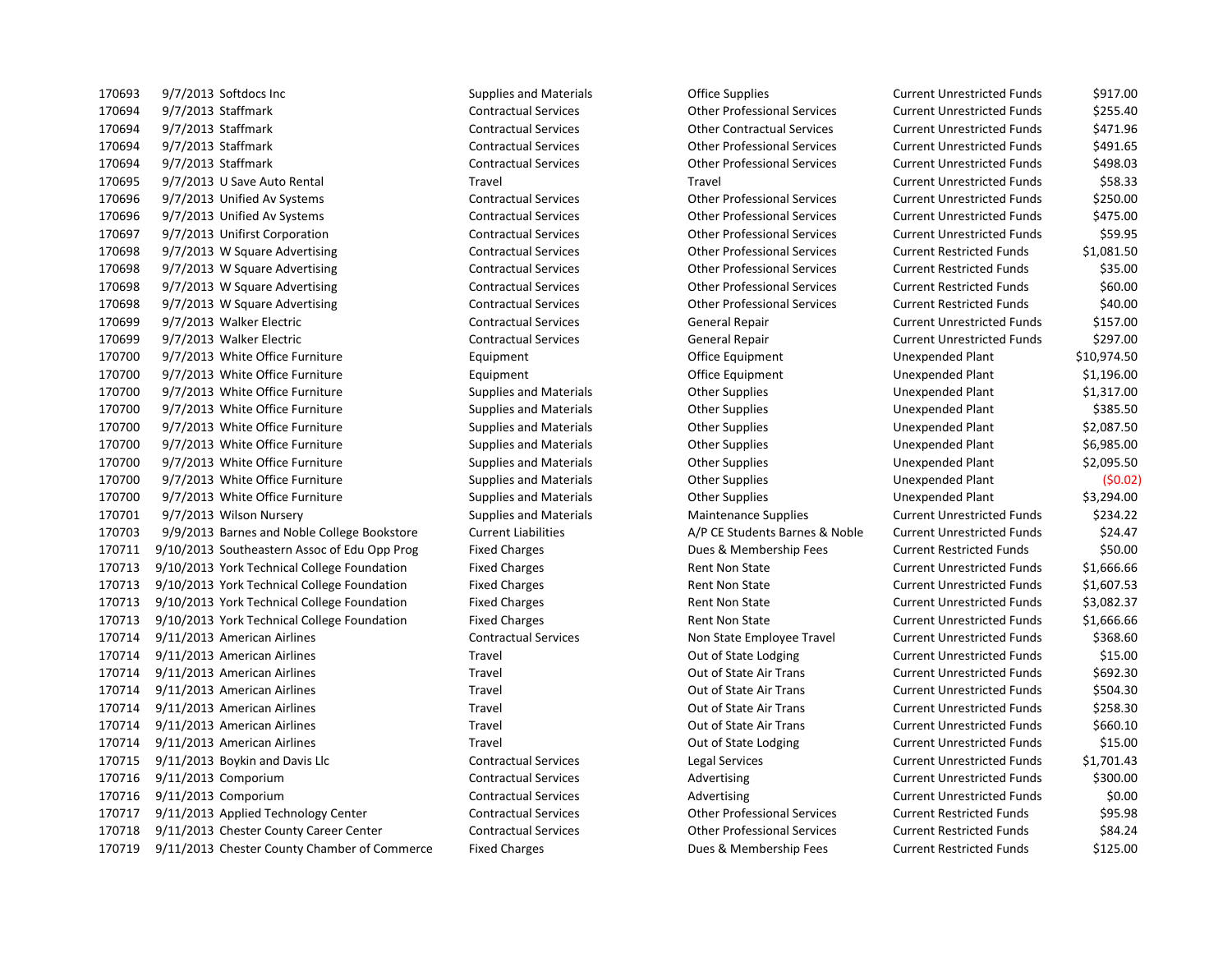| | | | | | | |
|---|---|---|---|---|---|---|
| 170693 | 9/7/2013 | Softdocs Inc | Supplies and Materials | Office Supplies | Current Unrestricted Funds | $917.00 |
| 170694 | 9/7/2013 | Staffmark | Contractual Services | Other Professional Services | Current Unrestricted Funds | $255.40 |
| 170694 | 9/7/2013 | Staffmark | Contractual Services | Other Contractual Services | Current Unrestricted Funds | $471.96 |
| 170694 | 9/7/2013 | Staffmark | Contractual Services | Other Professional Services | Current Unrestricted Funds | $491.65 |
| 170694 | 9/7/2013 | Staffmark | Contractual Services | Other Professional Services | Current Unrestricted Funds | $498.03 |
| 170695 | 9/7/2013 | U Save Auto Rental | Travel | Travel | Current Unrestricted Funds | $58.33 |
| 170696 | 9/7/2013 | Unified Av Systems | Contractual Services | Other Professional Services | Current Unrestricted Funds | $250.00 |
| 170696 | 9/7/2013 | Unified Av Systems | Contractual Services | Other Professional Services | Current Unrestricted Funds | $475.00 |
| 170697 | 9/7/2013 | Unifirst Corporation | Contractual Services | Other Professional Services | Current Unrestricted Funds | $59.95 |
| 170698 | 9/7/2013 | W Square Advertising | Contractual Services | Other Professional Services | Current Restricted Funds | $1,081.50 |
| 170698 | 9/7/2013 | W Square Advertising | Contractual Services | Other Professional Services | Current Restricted Funds | $35.00 |
| 170698 | 9/7/2013 | W Square Advertising | Contractual Services | Other Professional Services | Current Restricted Funds | $60.00 |
| 170698 | 9/7/2013 | W Square Advertising | Contractual Services | Other Professional Services | Current Restricted Funds | $40.00 |
| 170699 | 9/7/2013 | Walker Electric | Contractual Services | General Repair | Current Unrestricted Funds | $157.00 |
| 170699 | 9/7/2013 | Walker Electric | Contractual Services | General Repair | Current Unrestricted Funds | $297.00 |
| 170700 | 9/7/2013 | White Office Furniture | Equipment | Office Equipment | Unexpended Plant | $10,974.50 |
| 170700 | 9/7/2013 | White Office Furniture | Equipment | Office Equipment | Unexpended Plant | $1,196.00 |
| 170700 | 9/7/2013 | White Office Furniture | Supplies and Materials | Other Supplies | Unexpended Plant | $1,317.00 |
| 170700 | 9/7/2013 | White Office Furniture | Supplies and Materials | Other Supplies | Unexpended Plant | $385.50 |
| 170700 | 9/7/2013 | White Office Furniture | Supplies and Materials | Other Supplies | Unexpended Plant | $2,087.50 |
| 170700 | 9/7/2013 | White Office Furniture | Supplies and Materials | Other Supplies | Unexpended Plant | $6,985.00 |
| 170700 | 9/7/2013 | White Office Furniture | Supplies and Materials | Other Supplies | Unexpended Plant | $2,095.50 |
| 170700 | 9/7/2013 | White Office Furniture | Supplies and Materials | Other Supplies | Unexpended Plant | ($0.02) |
| 170700 | 9/7/2013 | White Office Furniture | Supplies and Materials | Other Supplies | Unexpended Plant | $3,294.00 |
| 170701 | 9/7/2013 | Wilson Nursery | Supplies and Materials | Maintenance Supplies | Current Unrestricted Funds | $234.22 |
| 170703 | 9/9/2013 | Barnes and Noble College Bookstore | Current Liabilities | A/P CE Students Barnes & Noble | Current Unrestricted Funds | $24.47 |
| 170711 | 9/10/2013 | Southeastern Assoc of Edu Opp Prog | Fixed Charges | Dues & Membership Fees | Current Restricted Funds | $50.00 |
| 170713 | 9/10/2013 | York Technical College Foundation | Fixed Charges | Rent Non State | Current Unrestricted Funds | $1,666.66 |
| 170713 | 9/10/2013 | York Technical College Foundation | Fixed Charges | Rent Non State | Current Unrestricted Funds | $1,607.53 |
| 170713 | 9/10/2013 | York Technical College Foundation | Fixed Charges | Rent Non State | Current Unrestricted Funds | $3,082.37 |
| 170713 | 9/10/2013 | York Technical College Foundation | Fixed Charges | Rent Non State | Current Unrestricted Funds | $1,666.66 |
| 170714 | 9/11/2013 | American Airlines | Contractual Services | Non State Employee Travel | Current Unrestricted Funds | $368.60 |
| 170714 | 9/11/2013 | American Airlines | Travel | Out of State Lodging | Current Unrestricted Funds | $15.00 |
| 170714 | 9/11/2013 | American Airlines | Travel | Out of State Air Trans | Current Unrestricted Funds | $692.30 |
| 170714 | 9/11/2013 | American Airlines | Travel | Out of State Air Trans | Current Unrestricted Funds | $504.30 |
| 170714 | 9/11/2013 | American Airlines | Travel | Out of State Air Trans | Current Unrestricted Funds | $258.30 |
| 170714 | 9/11/2013 | American Airlines | Travel | Out of State Air Trans | Current Unrestricted Funds | $660.10 |
| 170714 | 9/11/2013 | American Airlines | Travel | Out of State Lodging | Current Unrestricted Funds | $15.00 |
| 170715 | 9/11/2013 | Boykin and Davis Llc | Contractual Services | Legal Services | Current Unrestricted Funds | $1,701.43 |
| 170716 | 9/11/2013 | Comporium | Contractual Services | Advertising | Current Unrestricted Funds | $300.00 |
| 170716 | 9/11/2013 | Comporium | Contractual Services | Advertising | Current Unrestricted Funds | $0.00 |
| 170717 | 9/11/2013 | Applied Technology Center | Contractual Services | Other Professional Services | Current Restricted Funds | $95.98 |
| 170718 | 9/11/2013 | Chester County Career Center | Contractual Services | Other Professional Services | Current Restricted Funds | $84.24 |
| 170719 | 9/11/2013 | Chester County Chamber of Commerce | Fixed Charges | Dues & Membership Fees | Current Restricted Funds | $125.00 |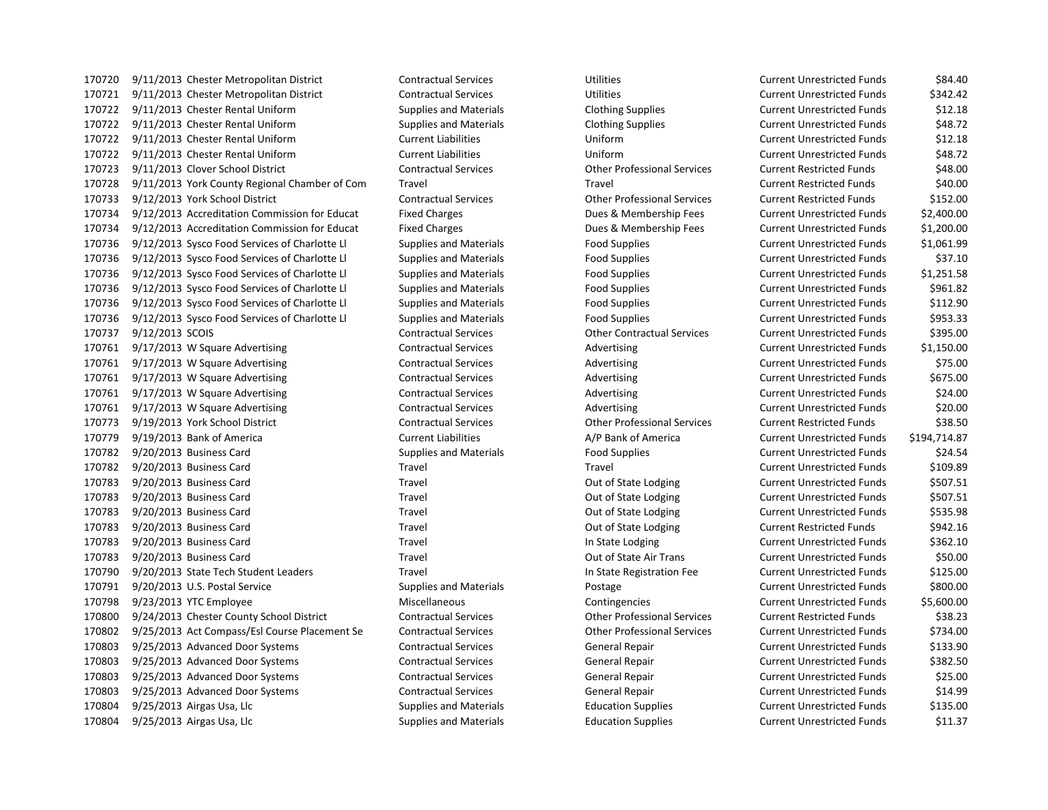| | | | | | | | |
|---|---|---|---|---|---|---|---|
| 170720 | 9/11/2013 | Chester Metropolitan District | Contractual Services | Utilities | Current Unrestricted Funds | $84.40 |
| 170721 | 9/11/2013 | Chester Metropolitan District | Contractual Services | Utilities | Current Unrestricted Funds | $342.42 |
| 170722 | 9/11/2013 | Chester Rental Uniform | Supplies and Materials | Clothing Supplies | Current Unrestricted Funds | $12.18 |
| 170722 | 9/11/2013 | Chester Rental Uniform | Supplies and Materials | Clothing Supplies | Current Unrestricted Funds | $48.72 |
| 170722 | 9/11/2013 | Chester Rental Uniform | Current Liabilities | Uniform | Current Unrestricted Funds | $12.18 |
| 170722 | 9/11/2013 | Chester Rental Uniform | Current Liabilities | Uniform | Current Unrestricted Funds | $48.72 |
| 170723 | 9/11/2013 | Clover School District | Contractual Services | Other Professional Services | Current Restricted Funds | $48.00 |
| 170728 | 9/11/2013 | York County Regional Chamber of Com | Travel | Travel | Current Restricted Funds | $40.00 |
| 170733 | 9/12/2013 | York School District | Contractual Services | Other Professional Services | Current Restricted Funds | $152.00 |
| 170734 | 9/12/2013 | Accreditation Commission for Educat | Fixed Charges | Dues & Membership Fees | Current Unrestricted Funds | $2,400.00 |
| 170734 | 9/12/2013 | Accreditation Commission for Educat | Fixed Charges | Dues & Membership Fees | Current Unrestricted Funds | $1,200.00 |
| 170736 | 9/12/2013 | Sysco Food Services of Charlotte Ll | Supplies and Materials | Food Supplies | Current Unrestricted Funds | $1,061.99 |
| 170736 | 9/12/2013 | Sysco Food Services of Charlotte Ll | Supplies and Materials | Food Supplies | Current Unrestricted Funds | $37.10 |
| 170736 | 9/12/2013 | Sysco Food Services of Charlotte Ll | Supplies and Materials | Food Supplies | Current Unrestricted Funds | $1,251.58 |
| 170736 | 9/12/2013 | Sysco Food Services of Charlotte Ll | Supplies and Materials | Food Supplies | Current Unrestricted Funds | $961.82 |
| 170736 | 9/12/2013 | Sysco Food Services of Charlotte Ll | Supplies and Materials | Food Supplies | Current Unrestricted Funds | $112.90 |
| 170736 | 9/12/2013 | Sysco Food Services of Charlotte Ll | Supplies and Materials | Food Supplies | Current Unrestricted Funds | $953.33 |
| 170737 | 9/12/2013 | SCOIS | Contractual Services | Other Contractual Services | Current Unrestricted Funds | $395.00 |
| 170761 | 9/17/2013 | W Square Advertising | Contractual Services | Advertising | Current Unrestricted Funds | $1,150.00 |
| 170761 | 9/17/2013 | W Square Advertising | Contractual Services | Advertising | Current Unrestricted Funds | $75.00 |
| 170761 | 9/17/2013 | W Square Advertising | Contractual Services | Advertising | Current Unrestricted Funds | $675.00 |
| 170761 | 9/17/2013 | W Square Advertising | Contractual Services | Advertising | Current Unrestricted Funds | $24.00 |
| 170761 | 9/17/2013 | W Square Advertising | Contractual Services | Advertising | Current Unrestricted Funds | $20.00 |
| 170773 | 9/19/2013 | York School District | Contractual Services | Other Professional Services | Current Restricted Funds | $38.50 |
| 170779 | 9/19/2013 | Bank of America | Current Liabilities | A/P Bank of America | Current Unrestricted Funds | $194,714.87 |
| 170782 | 9/20/2013 | Business Card | Supplies and Materials | Food Supplies | Current Unrestricted Funds | $24.54 |
| 170782 | 9/20/2013 | Business Card | Travel | Travel | Current Unrestricted Funds | $109.89 |
| 170783 | 9/20/2013 | Business Card | Travel | Out of State Lodging | Current Unrestricted Funds | $507.51 |
| 170783 | 9/20/2013 | Business Card | Travel | Out of State Lodging | Current Unrestricted Funds | $507.51 |
| 170783 | 9/20/2013 | Business Card | Travel | Out of State Lodging | Current Unrestricted Funds | $535.98 |
| 170783 | 9/20/2013 | Business Card | Travel | Out of State Lodging | Current Restricted Funds | $942.16 |
| 170783 | 9/20/2013 | Business Card | Travel | In State Lodging | Current Unrestricted Funds | $362.10 |
| 170783 | 9/20/2013 | Business Card | Travel | Out of State Air Trans | Current Unrestricted Funds | $50.00 |
| 170790 | 9/20/2013 | State Tech Student Leaders | Travel | In State Registration Fee | Current Unrestricted Funds | $125.00 |
| 170791 | 9/20/2013 | U.S. Postal Service | Supplies and Materials | Postage | Current Unrestricted Funds | $800.00 |
| 170798 | 9/23/2013 | YTC Employee | Miscellaneous | Contingencies | Current Unrestricted Funds | $5,600.00 |
| 170800 | 9/24/2013 | Chester County School District | Contractual Services | Other Professional Services | Current Restricted Funds | $38.23 |
| 170802 | 9/25/2013 | Act Compass/Esl Course Placement Se | Contractual Services | Other Professional Services | Current Unrestricted Funds | $734.00 |
| 170803 | 9/25/2013 | Advanced Door Systems | Contractual Services | General Repair | Current Unrestricted Funds | $133.90 |
| 170803 | 9/25/2013 | Advanced Door Systems | Contractual Services | General Repair | Current Unrestricted Funds | $382.50 |
| 170803 | 9/25/2013 | Advanced Door Systems | Contractual Services | General Repair | Current Unrestricted Funds | $25.00 |
| 170803 | 9/25/2013 | Advanced Door Systems | Contractual Services | General Repair | Current Unrestricted Funds | $14.99 |
| 170804 | 9/25/2013 | Airgas Usa, Llc | Supplies and Materials | Education Supplies | Current Unrestricted Funds | $135.00 |
| 170804 | 9/25/2013 | Airgas Usa, Llc | Supplies and Materials | Education Supplies | Current Unrestricted Funds | $11.37 |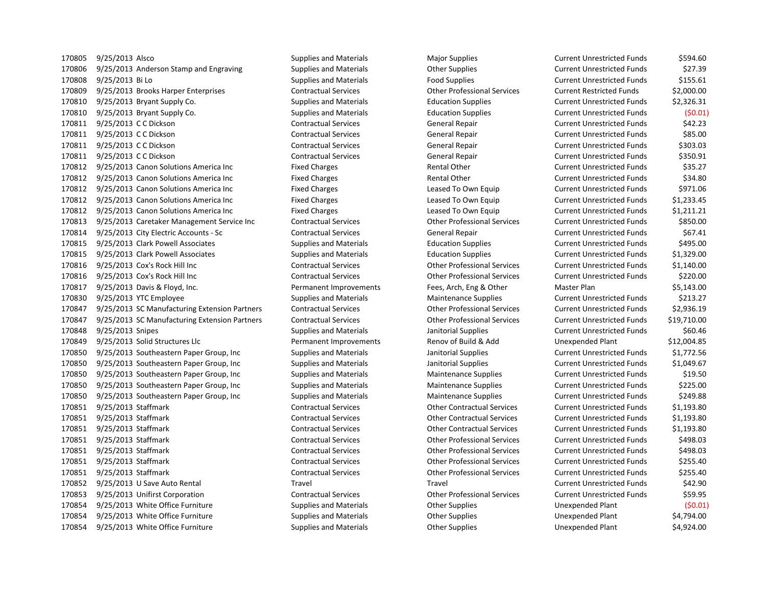| | | | | | | |
|---|---|---|---|---|---|---|
| 170805 | 9/25/2013 | Alsco | Supplies and Materials | Major Supplies | Current Unrestricted Funds | $594.60 |
| 170806 | 9/25/2013 | Anderson Stamp and Engraving | Supplies and Materials | Other Supplies | Current Unrestricted Funds | $27.39 |
| 170808 | 9/25/2013 | Bi Lo | Supplies and Materials | Food Supplies | Current Unrestricted Funds | $155.61 |
| 170809 | 9/25/2013 | Brooks Harper Enterprises | Contractual Services | Other Professional Services | Current Restricted Funds | $2,000.00 |
| 170810 | 9/25/2013 | Bryant Supply Co. | Supplies and Materials | Education Supplies | Current Unrestricted Funds | $2,326.31 |
| 170810 | 9/25/2013 | Bryant Supply Co. | Supplies and Materials | Education Supplies | Current Unrestricted Funds | ($0.01) |
| 170811 | 9/25/2013 | C C Dickson | Contractual Services | General Repair | Current Unrestricted Funds | $42.23 |
| 170811 | 9/25/2013 | C C Dickson | Contractual Services | General Repair | Current Unrestricted Funds | $85.00 |
| 170811 | 9/25/2013 | C C Dickson | Contractual Services | General Repair | Current Unrestricted Funds | $303.03 |
| 170811 | 9/25/2013 | C C Dickson | Contractual Services | General Repair | Current Unrestricted Funds | $350.91 |
| 170812 | 9/25/2013 | Canon Solutions America Inc | Fixed Charges | Rental Other | Current Unrestricted Funds | $35.27 |
| 170812 | 9/25/2013 | Canon Solutions America Inc | Fixed Charges | Rental Other | Current Unrestricted Funds | $34.80 |
| 170812 | 9/25/2013 | Canon Solutions America Inc | Fixed Charges | Leased To Own Equip | Current Unrestricted Funds | $971.06 |
| 170812 | 9/25/2013 | Canon Solutions America Inc | Fixed Charges | Leased To Own Equip | Current Unrestricted Funds | $1,233.45 |
| 170812 | 9/25/2013 | Canon Solutions America Inc | Fixed Charges | Leased To Own Equip | Current Unrestricted Funds | $1,211.21 |
| 170813 | 9/25/2013 | Caretaker Management Service Inc | Contractual Services | Other Professional Services | Current Unrestricted Funds | $850.00 |
| 170814 | 9/25/2013 | City Electric Accounts - Sc | Contractual Services | General Repair | Current Unrestricted Funds | $67.41 |
| 170815 | 9/25/2013 | Clark Powell Associates | Supplies and Materials | Education Supplies | Current Unrestricted Funds | $495.00 |
| 170815 | 9/25/2013 | Clark Powell Associates | Supplies and Materials | Education Supplies | Current Unrestricted Funds | $1,329.00 |
| 170816 | 9/25/2013 | Cox's Rock Hill Inc | Contractual Services | Other Professional Services | Current Unrestricted Funds | $1,140.00 |
| 170816 | 9/25/2013 | Cox's Rock Hill Inc | Contractual Services | Other Professional Services | Current Unrestricted Funds | $220.00 |
| 170817 | 9/25/2013 | Davis & Floyd, Inc. | Permanent Improvements | Fees, Arch, Eng & Other | Master Plan | $5,143.00 |
| 170830 | 9/25/2013 | YTC Employee | Supplies and Materials | Maintenance Supplies | Current Unrestricted Funds | $213.27 |
| 170847 | 9/25/2013 | SC Manufacturing Extension Partners | Contractual Services | Other Professional Services | Current Unrestricted Funds | $2,936.19 |
| 170847 | 9/25/2013 | SC Manufacturing Extension Partners | Contractual Services | Other Professional Services | Current Unrestricted Funds | $19,710.00 |
| 170848 | 9/25/2013 | Snipes | Supplies and Materials | Janitorial Supplies | Current Unrestricted Funds | $60.46 |
| 170849 | 9/25/2013 | Solid Structures Llc | Permanent Improvements | Renov of Build & Add | Unexpended Plant | $12,004.85 |
| 170850 | 9/25/2013 | Southeastern Paper Group, Inc | Supplies and Materials | Janitorial Supplies | Current Unrestricted Funds | $1,772.56 |
| 170850 | 9/25/2013 | Southeastern Paper Group, Inc | Supplies and Materials | Janitorial Supplies | Current Unrestricted Funds | $1,049.67 |
| 170850 | 9/25/2013 | Southeastern Paper Group, Inc | Supplies and Materials | Maintenance Supplies | Current Unrestricted Funds | $19.50 |
| 170850 | 9/25/2013 | Southeastern Paper Group, Inc | Supplies and Materials | Maintenance Supplies | Current Unrestricted Funds | $225.00 |
| 170850 | 9/25/2013 | Southeastern Paper Group, Inc | Supplies and Materials | Maintenance Supplies | Current Unrestricted Funds | $249.88 |
| 170851 | 9/25/2013 | Staffmark | Contractual Services | Other Contractual Services | Current Unrestricted Funds | $1,193.80 |
| 170851 | 9/25/2013 | Staffmark | Contractual Services | Other Contractual Services | Current Unrestricted Funds | $1,193.80 |
| 170851 | 9/25/2013 | Staffmark | Contractual Services | Other Contractual Services | Current Unrestricted Funds | $1,193.80 |
| 170851 | 9/25/2013 | Staffmark | Contractual Services | Other Professional Services | Current Unrestricted Funds | $498.03 |
| 170851 | 9/25/2013 | Staffmark | Contractual Services | Other Professional Services | Current Unrestricted Funds | $498.03 |
| 170851 | 9/25/2013 | Staffmark | Contractual Services | Other Professional Services | Current Unrestricted Funds | $255.40 |
| 170851 | 9/25/2013 | Staffmark | Contractual Services | Other Professional Services | Current Unrestricted Funds | $255.40 |
| 170852 | 9/25/2013 | U Save Auto Rental | Travel | Travel | Current Unrestricted Funds | $42.90 |
| 170853 | 9/25/2013 | Unifirst Corporation | Contractual Services | Other Professional Services | Current Unrestricted Funds | $59.95 |
| 170854 | 9/25/2013 | White Office Furniture | Supplies and Materials | Other Supplies | Unexpended Plant | ($0.01) |
| 170854 | 9/25/2013 | White Office Furniture | Supplies and Materials | Other Supplies | Unexpended Plant | $4,794.00 |
| 170854 | 9/25/2013 | White Office Furniture | Supplies and Materials | Other Supplies | Unexpended Plant | $4,924.00 |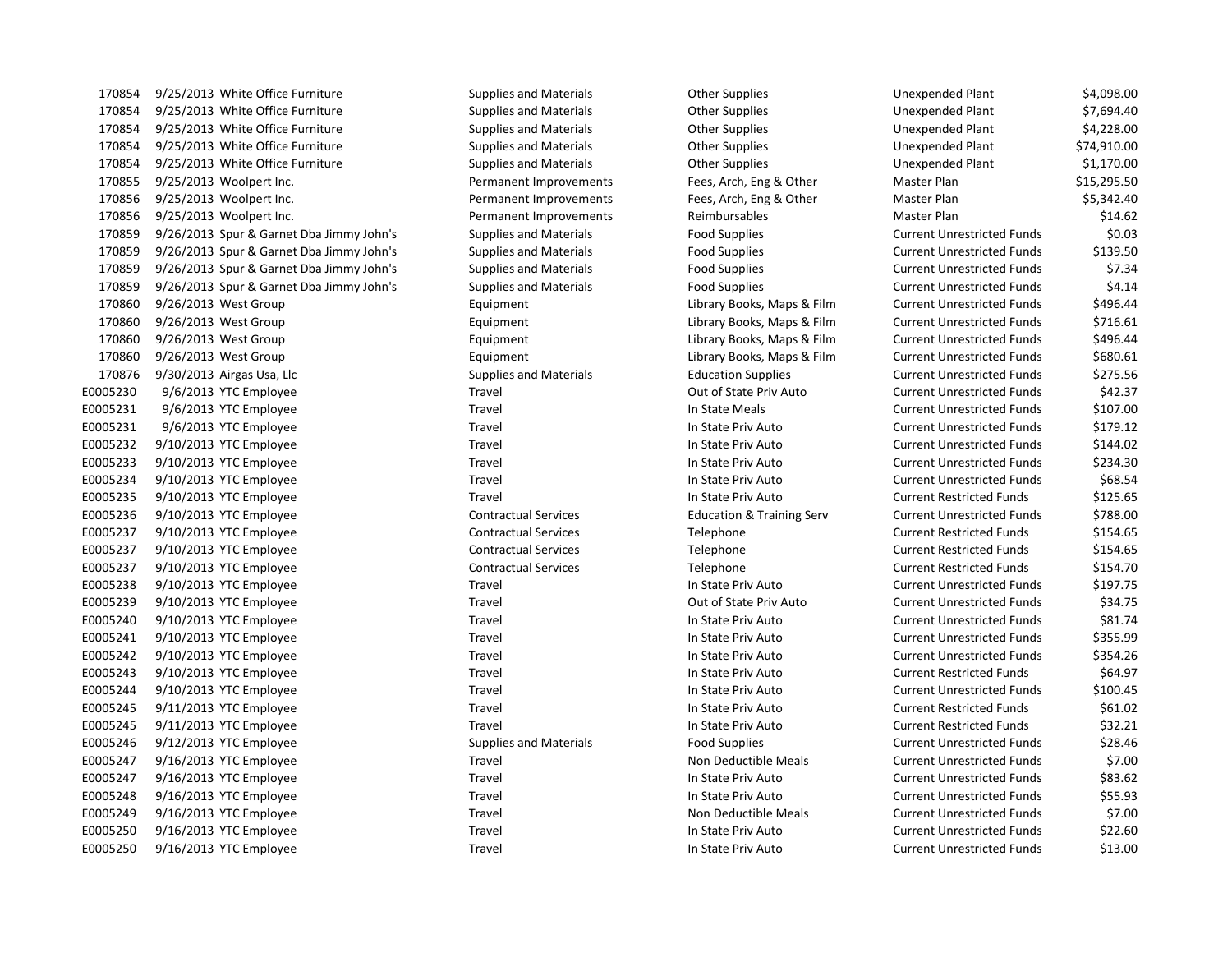| | | | | | | |
|---|---|---|---|---|---|---|
| 170854 | 9/25/2013 | White Office Furniture | Supplies and Materials | Other Supplies | Unexpended Plant | $4,098.00 |
| 170854 | 9/25/2013 | White Office Furniture | Supplies and Materials | Other Supplies | Unexpended Plant | $7,694.40 |
| 170854 | 9/25/2013 | White Office Furniture | Supplies and Materials | Other Supplies | Unexpended Plant | $4,228.00 |
| 170854 | 9/25/2013 | White Office Furniture | Supplies and Materials | Other Supplies | Unexpended Plant | $74,910.00 |
| 170854 | 9/25/2013 | White Office Furniture | Supplies and Materials | Other Supplies | Unexpended Plant | $1,170.00 |
| 170855 | 9/25/2013 | Woolpert Inc. | Permanent Improvements | Fees, Arch, Eng & Other | Master Plan | $15,295.50 |
| 170856 | 9/25/2013 | Woolpert Inc. | Permanent Improvements | Fees, Arch, Eng & Other | Master Plan | $5,342.40 |
| 170856 | 9/25/2013 | Woolpert Inc. | Permanent Improvements | Reimbursables | Master Plan | $14.62 |
| 170859 | 9/26/2013 | Spur & Garnet Dba Jimmy John's | Supplies and Materials | Food Supplies | Current Unrestricted Funds | $0.03 |
| 170859 | 9/26/2013 | Spur & Garnet Dba Jimmy John's | Supplies and Materials | Food Supplies | Current Unrestricted Funds | $139.50 |
| 170859 | 9/26/2013 | Spur & Garnet Dba Jimmy John's | Supplies and Materials | Food Supplies | Current Unrestricted Funds | $7.34 |
| 170859 | 9/26/2013 | Spur & Garnet Dba Jimmy John's | Supplies and Materials | Food Supplies | Current Unrestricted Funds | $4.14 |
| 170860 | 9/26/2013 | West Group | Equipment | Library Books, Maps & Film | Current Unrestricted Funds | $496.44 |
| 170860 | 9/26/2013 | West Group | Equipment | Library Books, Maps & Film | Current Unrestricted Funds | $716.61 |
| 170860 | 9/26/2013 | West Group | Equipment | Library Books, Maps & Film | Current Unrestricted Funds | $496.44 |
| 170860 | 9/26/2013 | West Group | Equipment | Library Books, Maps & Film | Current Unrestricted Funds | $680.61 |
| 170876 | 9/30/2013 | Airgas Usa, Llc | Supplies and Materials | Education Supplies | Current Unrestricted Funds | $275.56 |
| E0005230 | 9/6/2013 | YTC Employee | Travel | Out of State Priv Auto | Current Unrestricted Funds | $42.37 |
| E0005231 | 9/6/2013 | YTC Employee | Travel | In State Meals | Current Unrestricted Funds | $107.00 |
| E0005231 | 9/6/2013 | YTC Employee | Travel | In State Priv Auto | Current Unrestricted Funds | $179.12 |
| E0005232 | 9/10/2013 | YTC Employee | Travel | In State Priv Auto | Current Unrestricted Funds | $144.02 |
| E0005233 | 9/10/2013 | YTC Employee | Travel | In State Priv Auto | Current Unrestricted Funds | $234.30 |
| E0005234 | 9/10/2013 | YTC Employee | Travel | In State Priv Auto | Current Unrestricted Funds | $68.54 |
| E0005235 | 9/10/2013 | YTC Employee | Travel | In State Priv Auto | Current Restricted Funds | $125.65 |
| E0005236 | 9/10/2013 | YTC Employee | Contractual Services | Education & Training Serv | Current Unrestricted Funds | $788.00 |
| E0005237 | 9/10/2013 | YTC Employee | Contractual Services | Telephone | Current Restricted Funds | $154.65 |
| E0005237 | 9/10/2013 | YTC Employee | Contractual Services | Telephone | Current Restricted Funds | $154.65 |
| E0005237 | 9/10/2013 | YTC Employee | Contractual Services | Telephone | Current Restricted Funds | $154.70 |
| E0005238 | 9/10/2013 | YTC Employee | Travel | In State Priv Auto | Current Unrestricted Funds | $197.75 |
| E0005239 | 9/10/2013 | YTC Employee | Travel | Out of State Priv Auto | Current Unrestricted Funds | $34.75 |
| E0005240 | 9/10/2013 | YTC Employee | Travel | In State Priv Auto | Current Unrestricted Funds | $81.74 |
| E0005241 | 9/10/2013 | YTC Employee | Travel | In State Priv Auto | Current Unrestricted Funds | $355.99 |
| E0005242 | 9/10/2013 | YTC Employee | Travel | In State Priv Auto | Current Unrestricted Funds | $354.26 |
| E0005243 | 9/10/2013 | YTC Employee | Travel | In State Priv Auto | Current Restricted Funds | $64.97 |
| E0005244 | 9/10/2013 | YTC Employee | Travel | In State Priv Auto | Current Unrestricted Funds | $100.45 |
| E0005245 | 9/11/2013 | YTC Employee | Travel | In State Priv Auto | Current Restricted Funds | $61.02 |
| E0005245 | 9/11/2013 | YTC Employee | Travel | In State Priv Auto | Current Restricted Funds | $32.21 |
| E0005246 | 9/12/2013 | YTC Employee | Supplies and Materials | Food Supplies | Current Unrestricted Funds | $28.46 |
| E0005247 | 9/16/2013 | YTC Employee | Travel | Non Deductible Meals | Current Unrestricted Funds | $7.00 |
| E0005247 | 9/16/2013 | YTC Employee | Travel | In State Priv Auto | Current Unrestricted Funds | $83.62 |
| E0005248 | 9/16/2013 | YTC Employee | Travel | In State Priv Auto | Current Unrestricted Funds | $55.93 |
| E0005249 | 9/16/2013 | YTC Employee | Travel | Non Deductible Meals | Current Unrestricted Funds | $7.00 |
| E0005250 | 9/16/2013 | YTC Employee | Travel | In State Priv Auto | Current Unrestricted Funds | $22.60 |
| E0005250 | 9/16/2013 | YTC Employee | Travel | In State Priv Auto | Current Unrestricted Funds | $13.00 |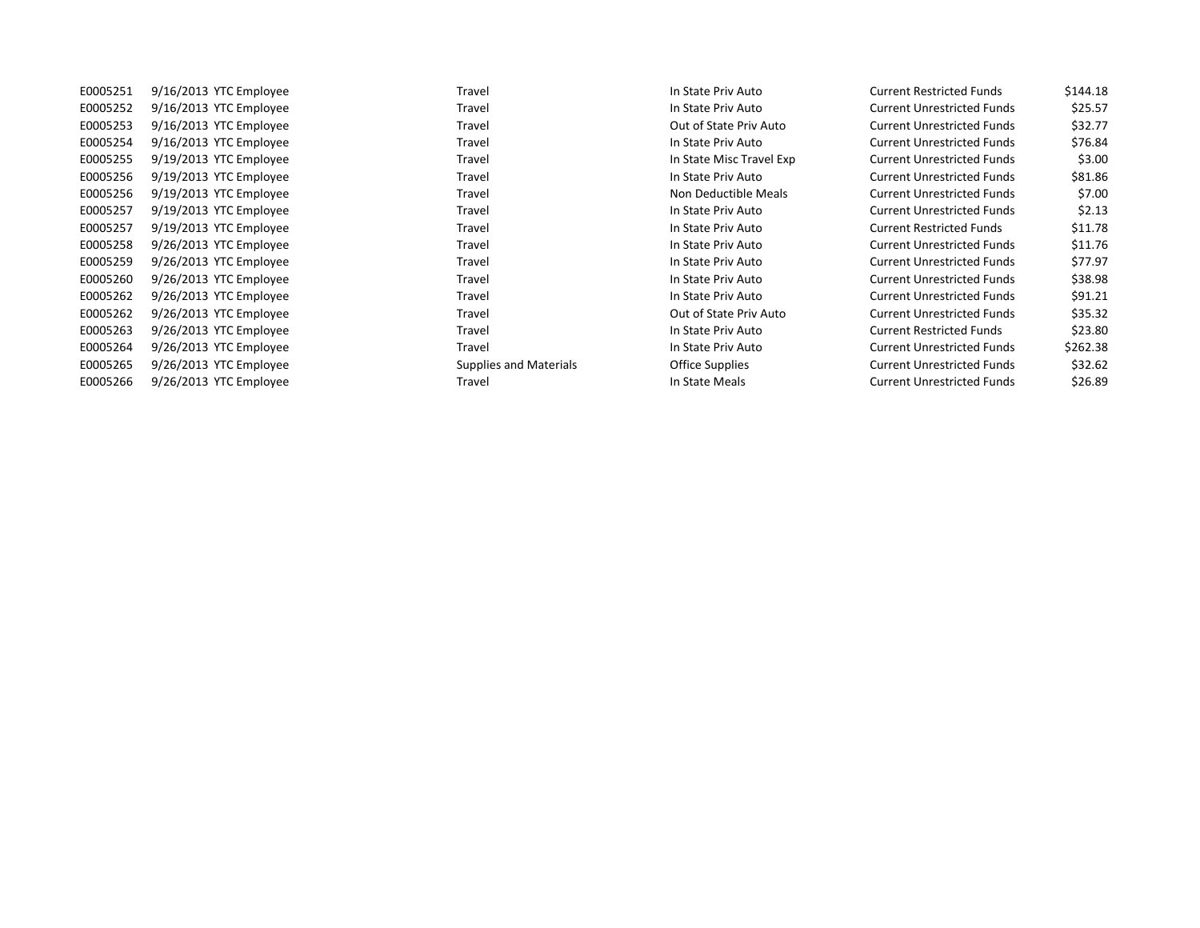| | | | | | | |
|---|---|---|---|---|---|---|
| E0005251 | 9/16/2013 | YTC Employee | Travel | In State Priv Auto | Current Restricted Funds | $144.18 |
| E0005252 | 9/16/2013 | YTC Employee | Travel | In State Priv Auto | Current Unrestricted Funds | $25.57 |
| E0005253 | 9/16/2013 | YTC Employee | Travel | Out of State Priv Auto | Current Unrestricted Funds | $32.77 |
| E0005254 | 9/16/2013 | YTC Employee | Travel | In State Priv Auto | Current Unrestricted Funds | $76.84 |
| E0005255 | 9/19/2013 | YTC Employee | Travel | In State Misc Travel Exp | Current Unrestricted Funds | $3.00 |
| E0005256 | 9/19/2013 | YTC Employee | Travel | In State Priv Auto | Current Unrestricted Funds | $81.86 |
| E0005256 | 9/19/2013 | YTC Employee | Travel | Non Deductible Meals | Current Unrestricted Funds | $7.00 |
| E0005257 | 9/19/2013 | YTC Employee | Travel | In State Priv Auto | Current Unrestricted Funds | $2.13 |
| E0005257 | 9/19/2013 | YTC Employee | Travel | In State Priv Auto | Current Restricted Funds | $11.78 |
| E0005258 | 9/26/2013 | YTC Employee | Travel | In State Priv Auto | Current Unrestricted Funds | $11.76 |
| E0005259 | 9/26/2013 | YTC Employee | Travel | In State Priv Auto | Current Unrestricted Funds | $77.97 |
| E0005260 | 9/26/2013 | YTC Employee | Travel | In State Priv Auto | Current Unrestricted Funds | $38.98 |
| E0005262 | 9/26/2013 | YTC Employee | Travel | In State Priv Auto | Current Unrestricted Funds | $91.21 |
| E0005262 | 9/26/2013 | YTC Employee | Travel | Out of State Priv Auto | Current Unrestricted Funds | $35.32 |
| E0005263 | 9/26/2013 | YTC Employee | Travel | In State Priv Auto | Current Restricted Funds | $23.80 |
| E0005264 | 9/26/2013 | YTC Employee | Travel | In State Priv Auto | Current Unrestricted Funds | $262.38 |
| E0005265 | 9/26/2013 | YTC Employee | Supplies and Materials | Office Supplies | Current Unrestricted Funds | $32.62 |
| E0005266 | 9/26/2013 | YTC Employee | Travel | In State Meals | Current Unrestricted Funds | $26.89 |